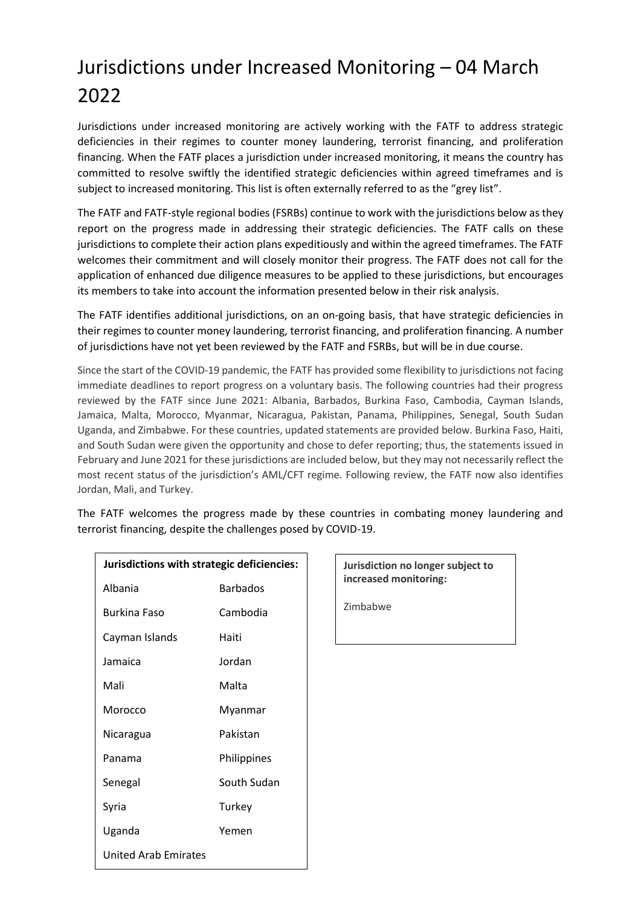# Jurisdictions under Increased Monitoring – 04 March 2022

Jurisdictions under increased monitoring are actively working with the FATF to address strategic deficiencies in their regimes to counter money laundering, terrorist financing, and proliferation financing. When the FATF places a jurisdiction under increased monitoring, it means the country has committed to resolve swiftly the identified strategic deficiencies within agreed timeframes and is subject to increased monitoring. This list is often externally referred to as the "grey list".

The FATF and FATF-style regional bodies (FSRBs) continue to work with the jurisdictions below as they report on the progress made in addressing their strategic deficiencies. The FATF calls on these jurisdictions to complete their action plans expeditiously and within the agreed timeframes. The FATF welcomes their commitment and will closely monitor their progress. The FATF does not call for the application of enhanced due diligence measures to be applied to these jurisdictions, but encourages its members to take into account the information presented below in their risk analysis.

The FATF identifies additional jurisdictions, on an on-going basis, that have strategic deficiencies in their regimes to counter money laundering, terrorist financing, and proliferation financing. A number of jurisdictions have not yet been reviewed by the FATF and FSRBs, but will be in due course.

Since the start of the COVID-19 pandemic, the FATF has provided some flexibility to jurisdictions not facing immediate deadlines to report progress on a voluntary basis. The following countries had their progress reviewed by the FATF since June 2021: Albania, Barbados, Burkina Faso, Cambodia, Cayman Islands, Jamaica, Malta, Morocco, Myanmar, Nicaragua, Pakistan, Panama, Philippines, Senegal, South Sudan Uganda, and Zimbabwe. For these countries, updated statements are provided below. Burkina Faso, Haiti, and South Sudan were given the opportunity and chose to defer reporting; thus, the statements issued in February and June 2021 for these jurisdictions are included below, but they may not necessarily reflect the most recent status of the jurisdiction's AML/CFT regime. Following review, the FATF now also identifies Jordan, Mali, and Turkey.

The FATF welcomes the progress made by these countries in combating money laundering and terrorist financing, despite the challenges posed by COVID-19.

| Jurisdictions with strategic deficiencies: | |
|---|---|
| Albania | Barbados |
| Burkina Faso | Cambodia |
| Cayman Islands | Haiti |
| Jamaica | Jordan |
| Mali | Malta |
| Morocco | Myanmar |
| Nicaragua | Pakistan |
| Panama | Philippines |
| Senegal | South Sudan |
| Syria | Turkey |
| Uganda | Yemen |
| United Arab Emirates | |

| Jurisdiction no longer subject to increased monitoring: |
|---|
| Zimbabwe |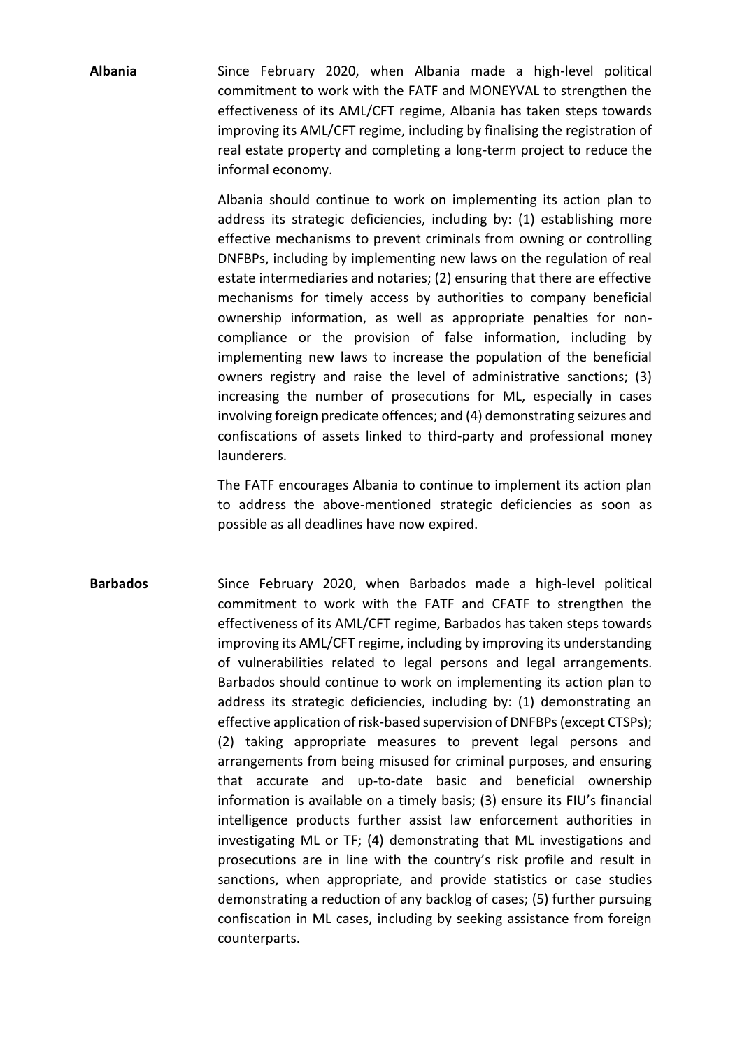**Albania**

Since February 2020, when Albania made a high-level political commitment to work with the FATF and MONEYVAL to strengthen the effectiveness of its AML/CFT regime, Albania has taken steps towards improving its AML/CFT regime, including by finalising the registration of real estate property and completing a long-term project to reduce the informal economy.

Albania should continue to work on implementing its action plan to address its strategic deficiencies, including by: (1) establishing more effective mechanisms to prevent criminals from owning or controlling DNFBPs, including by implementing new laws on the regulation of real estate intermediaries and notaries; (2) ensuring that there are effective mechanisms for timely access by authorities to company beneficial ownership information, as well as appropriate penalties for non-compliance or the provision of false information, including by implementing new laws to increase the population of the beneficial owners registry and raise the level of administrative sanctions; (3) increasing the number of prosecutions for ML, especially in cases involving foreign predicate offences; and (4) demonstrating seizures and confiscations of assets linked to third-party and professional money launderers.

The FATF encourages Albania to continue to implement its action plan to address the above-mentioned strategic deficiencies as soon as possible as all deadlines have now expired.

**Barbados**

Since February 2020, when Barbados made a high-level political commitment to work with the FATF and CFATF to strengthen the effectiveness of its AML/CFT regime, Barbados has taken steps towards improving its AML/CFT regime, including by improving its understanding of vulnerabilities related to legal persons and legal arrangements. Barbados should continue to work on implementing its action plan to address its strategic deficiencies, including by: (1) demonstrating an effective application of risk-based supervision of DNFBPs (except CTSPs); (2) taking appropriate measures to prevent legal persons and arrangements from being misused for criminal purposes, and ensuring that accurate and up-to-date basic and beneficial ownership information is available on a timely basis; (3) ensure its FIU's financial intelligence products further assist law enforcement authorities in investigating ML or TF; (4) demonstrating that ML investigations and prosecutions are in line with the country's risk profile and result in sanctions, when appropriate, and provide statistics or case studies demonstrating a reduction of any backlog of cases; (5) further pursuing confiscation in ML cases, including by seeking assistance from foreign counterparts.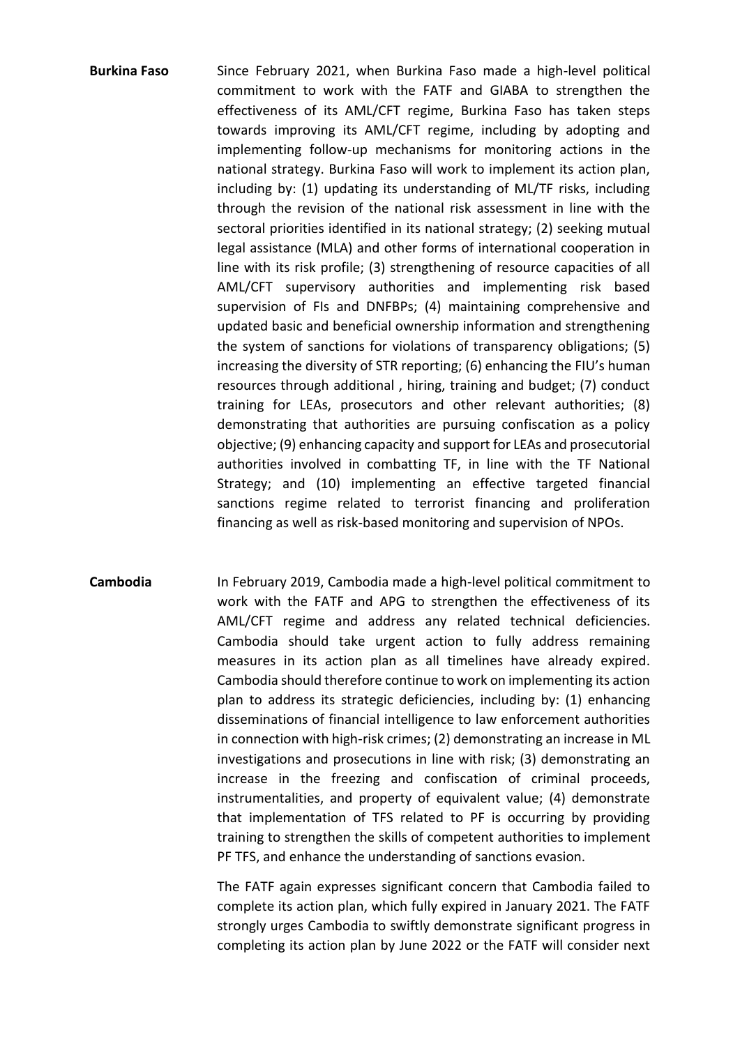**Burkina Faso**

Since February 2021, when Burkina Faso made a high-level political commitment to work with the FATF and GIABA to strengthen the effectiveness of its AML/CFT regime, Burkina Faso has taken steps towards improving its AML/CFT regime, including by adopting and implementing follow-up mechanisms for monitoring actions in the national strategy. Burkina Faso will work to implement its action plan, including by: (1) updating its understanding of ML/TF risks, including through the revision of the national risk assessment in line with the sectoral priorities identified in its national strategy; (2) seeking mutual legal assistance (MLA) and other forms of international cooperation in line with its risk profile; (3) strengthening of resource capacities of all AML/CFT supervisory authorities and implementing risk based supervision of FIs and DNFBPs; (4) maintaining comprehensive and updated basic and beneficial ownership information and strengthening the system of sanctions for violations of transparency obligations; (5) increasing the diversity of STR reporting; (6) enhancing the FIU's human resources through additional , hiring, training and budget; (7) conduct training for LEAs, prosecutors and other relevant authorities; (8) demonstrating that authorities are pursuing confiscation as a policy objective; (9) enhancing capacity and support for LEAs and prosecutorial authorities involved in combatting TF, in line with the TF National Strategy; and (10) implementing an effective targeted financial sanctions regime related to terrorist financing and proliferation financing as well as risk-based monitoring and supervision of NPOs.

**Cambodia**

In February 2019, Cambodia made a high-level political commitment to work with the FATF and APG to strengthen the effectiveness of its AML/CFT regime and address any related technical deficiencies. Cambodia should take urgent action to fully address remaining measures in its action plan as all timelines have already expired. Cambodia should therefore continue to work on implementing its action plan to address its strategic deficiencies, including by: (1) enhancing disseminations of financial intelligence to law enforcement authorities in connection with high-risk crimes; (2) demonstrating an increase in ML investigations and prosecutions in line with risk; (3) demonstrating an increase in the freezing and confiscation of criminal proceeds, instrumentalities, and property of equivalent value; (4) demonstrate that implementation of TFS related to PF is occurring by providing training to strengthen the skills of competent authorities to implement PF TFS, and enhance the understanding of sanctions evasion.

The FATF again expresses significant concern that Cambodia failed to complete its action plan, which fully expired in January 2021. The FATF strongly urges Cambodia to swiftly demonstrate significant progress in completing its action plan by June 2022 or the FATF will consider next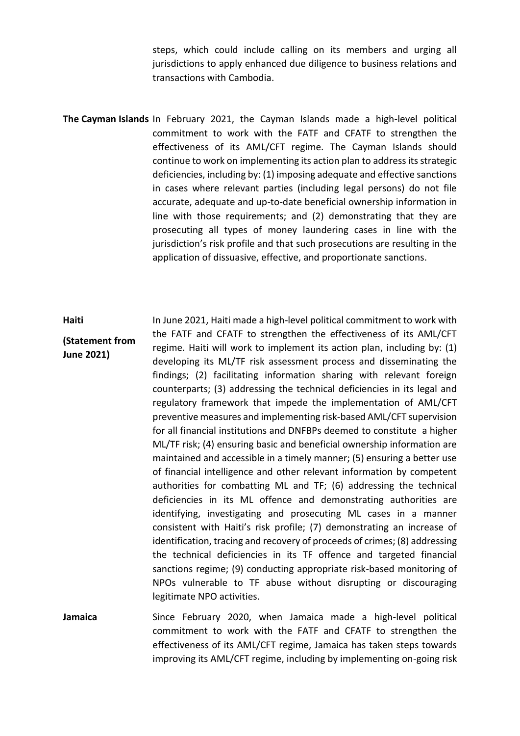steps, which could include calling on its members and urging all jurisdictions to apply enhanced due diligence to business relations and transactions with Cambodia.

**The Cayman Islands** In February 2021, the Cayman Islands made a high-level political commitment to work with the FATF and CFATF to strengthen the effectiveness of its AML/CFT regime. The Cayman Islands should continue to work on implementing its action plan to address its strategic deficiencies, including by: (1) imposing adequate and effective sanctions in cases where relevant parties (including legal persons) do not file accurate, adequate and up-to-date beneficial ownership information in line with those requirements; and (2) demonstrating that they are prosecuting all types of money laundering cases in line with the jurisdiction's risk profile and that such prosecutions are resulting in the application of dissuasive, effective, and proportionate sanctions.

**Haiti**

**(Statement from June 2021)**

In June 2021, Haiti made a high-level political commitment to work with the FATF and CFATF to strengthen the effectiveness of its AML/CFT regime. Haiti will work to implement its action plan, including by: (1) developing its ML/TF risk assessment process and disseminating the findings; (2) facilitating information sharing with relevant foreign counterparts; (3) addressing the technical deficiencies in its legal and regulatory framework that impede the implementation of AML/CFT preventive measures and implementing risk-based AML/CFT supervision for all financial institutions and DNFBPs deemed to constitute a higher ML/TF risk; (4) ensuring basic and beneficial ownership information are maintained and accessible in a timely manner; (5) ensuring a better use of financial intelligence and other relevant information by competent authorities for combatting ML and TF; (6) addressing the technical deficiencies in its ML offence and demonstrating authorities are identifying, investigating and prosecuting ML cases in a manner consistent with Haiti's risk profile; (7) demonstrating an increase of identification, tracing and recovery of proceeds of crimes; (8) addressing the technical deficiencies in its TF offence and targeted financial sanctions regime; (9) conducting appropriate risk-based monitoring of NPOs vulnerable to TF abuse without disrupting or discouraging legitimate NPO activities.

**Jamaica** Since February 2020, when Jamaica made a high-level political commitment to work with the FATF and CFATF to strengthen the effectiveness of its AML/CFT regime, Jamaica has taken steps towards improving its AML/CFT regime, including by implementing on-going risk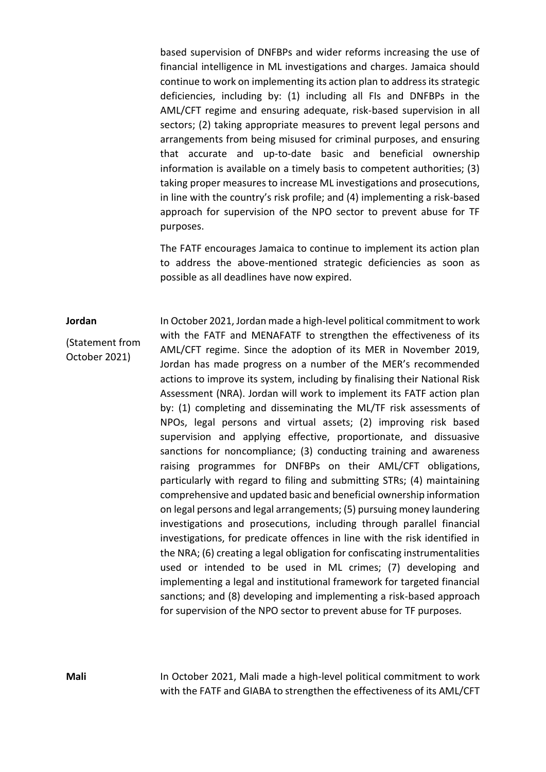based supervision of DNFBPs and wider reforms increasing the use of financial intelligence in ML investigations and charges. Jamaica should continue to work on implementing its action plan to address its strategic deficiencies, including by: (1) including all FIs and DNFBPs in the AML/CFT regime and ensuring adequate, risk-based supervision in all sectors; (2) taking appropriate measures to prevent legal persons and arrangements from being misused for criminal purposes, and ensuring that accurate and up-to-date basic and beneficial ownership information is available on a timely basis to competent authorities; (3) taking proper measures to increase ML investigations and prosecutions, in line with the country's risk profile; and (4) implementing a risk-based approach for supervision of the NPO sector to prevent abuse for TF purposes.

The FATF encourages Jamaica to continue to implement its action plan to address the above-mentioned strategic deficiencies as soon as possible as all deadlines have now expired.

**Jordan**

(Statement from October 2021)

In October 2021, Jordan made a high-level political commitment to work with the FATF and MENAFATF to strengthen the effectiveness of its AML/CFT regime. Since the adoption of its MER in November 2019, Jordan has made progress on a number of the MER's recommended actions to improve its system, including by finalising their National Risk Assessment (NRA). Jordan will work to implement its FATF action plan by: (1) completing and disseminating the ML/TF risk assessments of NPOs, legal persons and virtual assets; (2) improving risk based supervision and applying effective, proportionate, and dissuasive sanctions for noncompliance; (3) conducting training and awareness raising programmes for DNFBPs on their AML/CFT obligations, particularly with regard to filing and submitting STRs; (4) maintaining comprehensive and updated basic and beneficial ownership information on legal persons and legal arrangements; (5) pursuing money laundering investigations and prosecutions, including through parallel financial investigations, for predicate offences in line with the risk identified in the NRA; (6) creating a legal obligation for confiscating instrumentalities used or intended to be used in ML crimes; (7) developing and implementing a legal and institutional framework for targeted financial sanctions; and (8) developing and implementing a risk-based approach for supervision of the NPO sector to prevent abuse for TF purposes.

**Mali**

In October 2021, Mali made a high-level political commitment to work with the FATF and GIABA to strengthen the effectiveness of its AML/CFT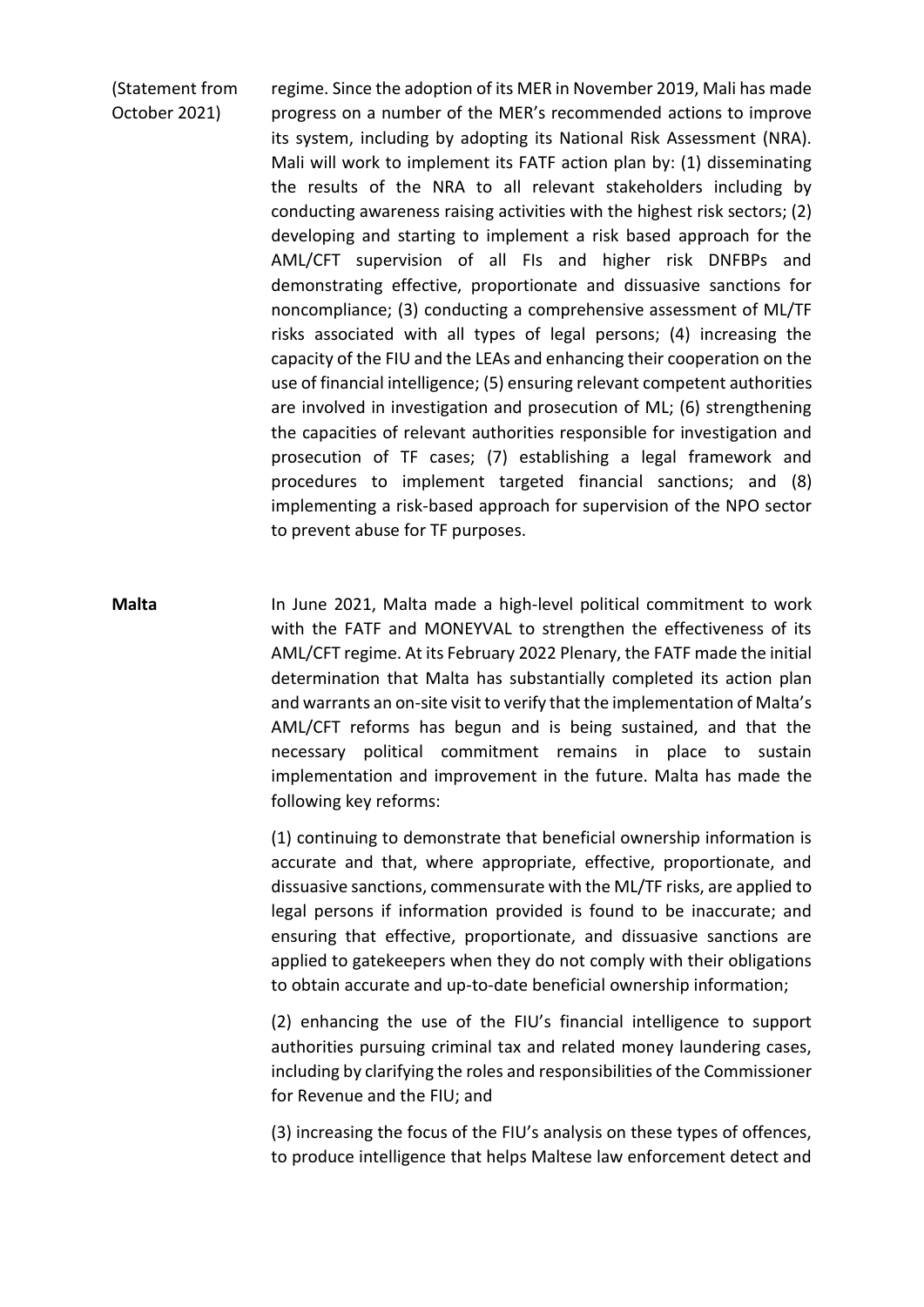(Statement from October 2021)

regime. Since the adoption of its MER in November 2019, Mali has made progress on a number of the MER's recommended actions to improve its system, including by adopting its National Risk Assessment (NRA). Mali will work to implement its FATF action plan by: (1) disseminating the results of the NRA to all relevant stakeholders including by conducting awareness raising activities with the highest risk sectors; (2) developing and starting to implement a risk based approach for the AML/CFT supervision of all FIs and higher risk DNFBPs and demonstrating effective, proportionate and dissuasive sanctions for noncompliance; (3) conducting a comprehensive assessment of ML/TF risks associated with all types of legal persons; (4) increasing the capacity of the FIU and the LEAs and enhancing their cooperation on the use of financial intelligence; (5) ensuring relevant competent authorities are involved in investigation and prosecution of ML; (6) strengthening the capacities of relevant authorities responsible for investigation and prosecution of TF cases; (7) establishing a legal framework and procedures to implement targeted financial sanctions; and (8) implementing a risk-based approach for supervision of the NPO sector to prevent abuse for TF purposes.

**Malta**

In June 2021, Malta made a high-level political commitment to work with the FATF and MONEYVAL to strengthen the effectiveness of its AML/CFT regime. At its February 2022 Plenary, the FATF made the initial determination that Malta has substantially completed its action plan and warrants an on-site visit to verify that the implementation of Malta's AML/CFT reforms has begun and is being sustained, and that the necessary political commitment remains in place to sustain implementation and improvement in the future. Malta has made the following key reforms:

(1) continuing to demonstrate that beneficial ownership information is accurate and that, where appropriate, effective, proportionate, and dissuasive sanctions, commensurate with the ML/TF risks, are applied to legal persons if information provided is found to be inaccurate; and ensuring that effective, proportionate, and dissuasive sanctions are applied to gatekeepers when they do not comply with their obligations to obtain accurate and up-to-date beneficial ownership information;

(2) enhancing the use of the FIU's financial intelligence to support authorities pursuing criminal tax and related money laundering cases, including by clarifying the roles and responsibilities of the Commissioner for Revenue and the FIU; and

(3) increasing the focus of the FIU's analysis on these types of offences, to produce intelligence that helps Maltese law enforcement detect and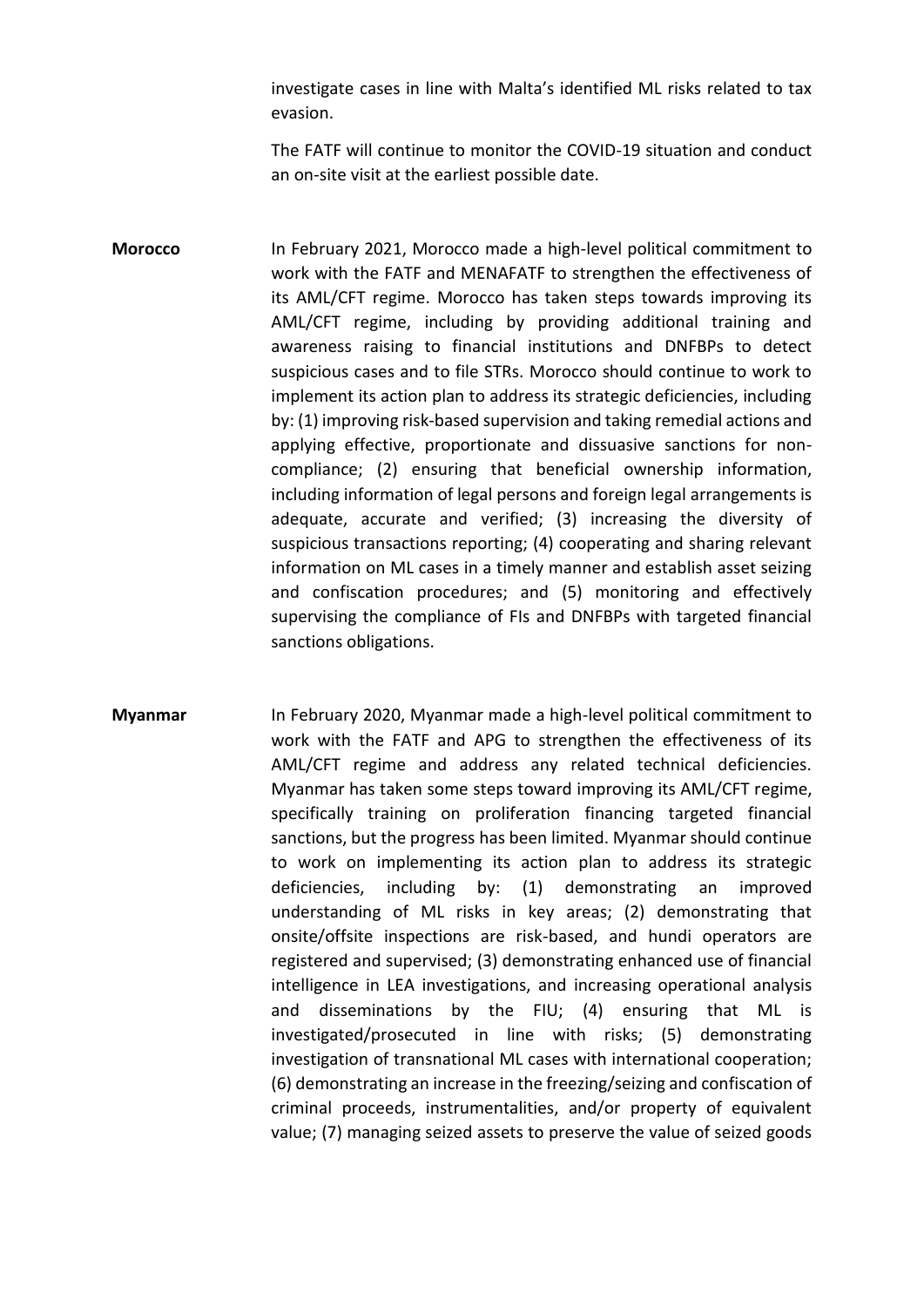investigate cases in line with Malta's identified ML risks related to tax evasion.

The FATF will continue to monitor the COVID-19 situation and conduct an on-site visit at the earliest possible date.

**Morocco**

In February 2021, Morocco made a high-level political commitment to work with the FATF and MENAFATF to strengthen the effectiveness of its AML/CFT regime. Morocco has taken steps towards improving its AML/CFT regime, including by providing additional training and awareness raising to financial institutions and DNFBPs to detect suspicious cases and to file STRs. Morocco should continue to work to implement its action plan to address its strategic deficiencies, including by: (1) improving risk-based supervision and taking remedial actions and applying effective, proportionate and dissuasive sanctions for non-compliance; (2) ensuring that beneficial ownership information, including information of legal persons and foreign legal arrangements is adequate, accurate and verified; (3) increasing the diversity of suspicious transactions reporting; (4) cooperating and sharing relevant information on ML cases in a timely manner and establish asset seizing and confiscation procedures; and (5) monitoring and effectively supervising the compliance of FIs and DNFBPs with targeted financial sanctions obligations.

**Myanmar**

In February 2020, Myanmar made a high-level political commitment to work with the FATF and APG to strengthen the effectiveness of its AML/CFT regime and address any related technical deficiencies. Myanmar has taken some steps toward improving its AML/CFT regime, specifically training on proliferation financing targeted financial sanctions, but the progress has been limited. Myanmar should continue to work on implementing its action plan to address its strategic deficiencies, including by: (1) demonstrating an improved understanding of ML risks in key areas; (2) demonstrating that onsite/offsite inspections are risk-based, and hundi operators are registered and supervised; (3) demonstrating enhanced use of financial intelligence in LEA investigations, and increasing operational analysis and disseminations by the FIU; (4) ensuring that ML is investigated/prosecuted in line with risks; (5) demonstrating investigation of transnational ML cases with international cooperation; (6) demonstrating an increase in the freezing/seizing and confiscation of criminal proceeds, instrumentalities, and/or property of equivalent value; (7) managing seized assets to preserve the value of seized goods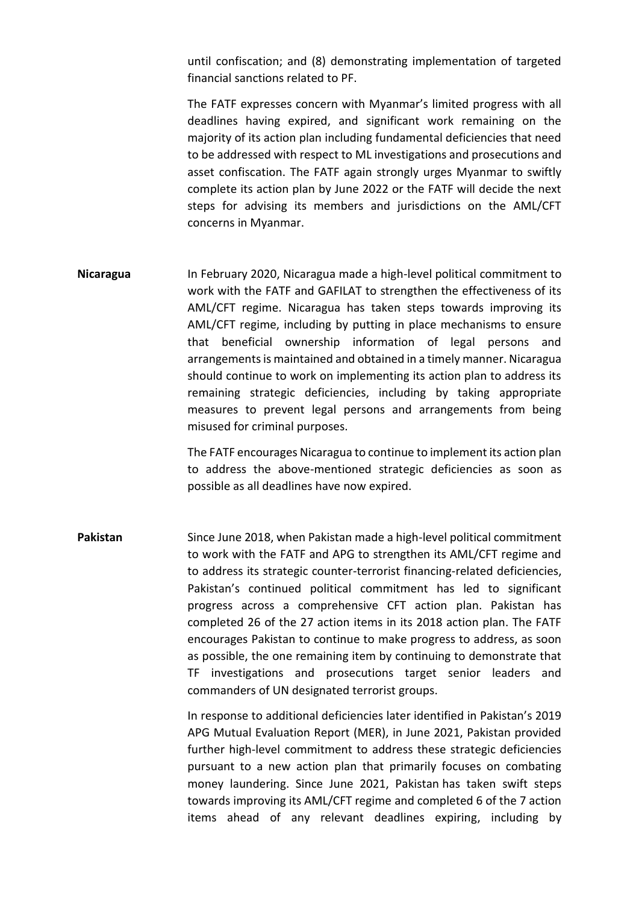until confiscation; and (8) demonstrating implementation of targeted financial sanctions related to PF.

The FATF expresses concern with Myanmar's limited progress with all deadlines having expired, and significant work remaining on the majority of its action plan including fundamental deficiencies that need to be addressed with respect to ML investigations and prosecutions and asset confiscation. The FATF again strongly urges Myanmar to swiftly complete its action plan by June 2022 or the FATF will decide the next steps for advising its members and jurisdictions on the AML/CFT concerns in Myanmar.

**Nicaragua**

In February 2020, Nicaragua made a high-level political commitment to work with the FATF and GAFILAT to strengthen the effectiveness of its AML/CFT regime. Nicaragua has taken steps towards improving its AML/CFT regime, including by putting in place mechanisms to ensure that beneficial ownership information of legal persons and arrangements is maintained and obtained in a timely manner. Nicaragua should continue to work on implementing its action plan to address its remaining strategic deficiencies, including by taking appropriate measures to prevent legal persons and arrangements from being misused for criminal purposes.

The FATF encourages Nicaragua to continue to implement its action plan to address the above-mentioned strategic deficiencies as soon as possible as all deadlines have now expired.

**Pakistan**

Since June 2018, when Pakistan made a high-level political commitment to work with the FATF and APG to strengthen its AML/CFT regime and to address its strategic counter-terrorist financing-related deficiencies, Pakistan's continued political commitment has led to significant progress across a comprehensive CFT action plan. Pakistan has completed 26 of the 27 action items in its 2018 action plan. The FATF encourages Pakistan to continue to make progress to address, as soon as possible, the one remaining item by continuing to demonstrate that TF investigations and prosecutions target senior leaders and commanders of UN designated terrorist groups.

In response to additional deficiencies later identified in Pakistan's 2019 APG Mutual Evaluation Report (MER), in June 2021, Pakistan provided further high-level commitment to address these strategic deficiencies pursuant to a new action plan that primarily focuses on combating money laundering. Since June 2021, Pakistan has taken swift steps towards improving its AML/CFT regime and completed 6 of the 7 action items ahead of any relevant deadlines expiring, including by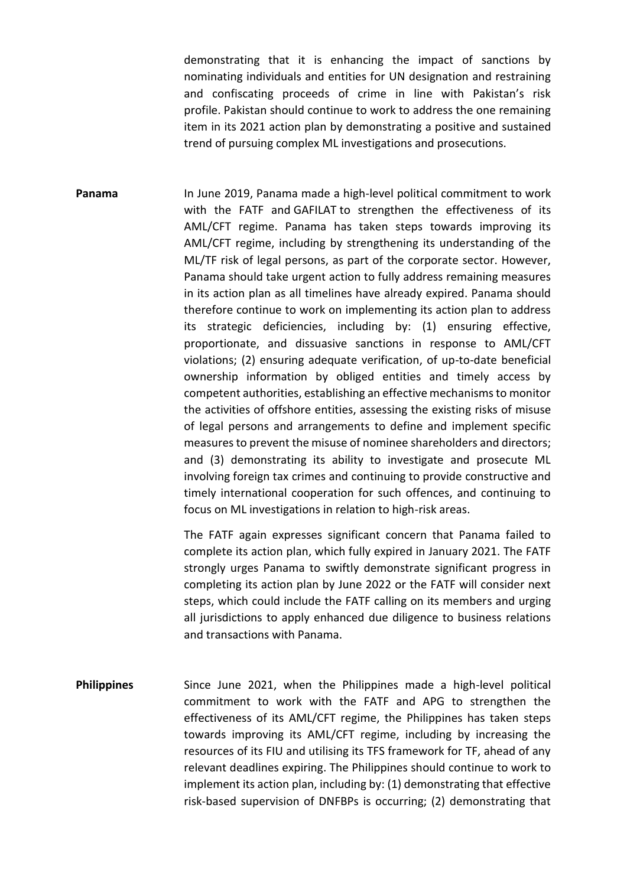demonstrating that it is enhancing the impact of sanctions by nominating individuals and entities for UN designation and restraining and confiscating proceeds of crime in line with Pakistan's risk profile. Pakistan should continue to work to address the one remaining item in its 2021 action plan by demonstrating a positive and sustained trend of pursuing complex ML investigations and prosecutions.

**Panama**

In June 2019, Panama made a high-level political commitment to work with the FATF and GAFILAT to strengthen the effectiveness of its AML/CFT regime. Panama has taken steps towards improving its AML/CFT regime, including by strengthening its understanding of the ML/TF risk of legal persons, as part of the corporate sector. However, Panama should take urgent action to fully address remaining measures in its action plan as all timelines have already expired. Panama should therefore continue to work on implementing its action plan to address its strategic deficiencies, including by: (1) ensuring effective, proportionate, and dissuasive sanctions in response to AML/CFT violations; (2) ensuring adequate verification, of up-to-date beneficial ownership information by obliged entities and timely access by competent authorities, establishing an effective mechanisms to monitor the activities of offshore entities, assessing the existing risks of misuse of legal persons and arrangements to define and implement specific measures to prevent the misuse of nominee shareholders and directors; and (3) demonstrating its ability to investigate and prosecute ML involving foreign tax crimes and continuing to provide constructive and timely international cooperation for such offences, and continuing to focus on ML investigations in relation to high-risk areas.

The FATF again expresses significant concern that Panama failed to complete its action plan, which fully expired in January 2021. The FATF strongly urges Panama to swiftly demonstrate significant progress in completing its action plan by June 2022 or the FATF will consider next steps, which could include the FATF calling on its members and urging all jurisdictions to apply enhanced due diligence to business relations and transactions with Panama.

**Philippines**

Since June 2021, when the Philippines made a high-level political commitment to work with the FATF and APG to strengthen the effectiveness of its AML/CFT regime, the Philippines has taken steps towards improving its AML/CFT regime, including by increasing the resources of its FIU and utilising its TFS framework for TF, ahead of any relevant deadlines expiring. The Philippines should continue to work to implement its action plan, including by: (1) demonstrating that effective risk-based supervision of DNFBPs is occurring; (2) demonstrating that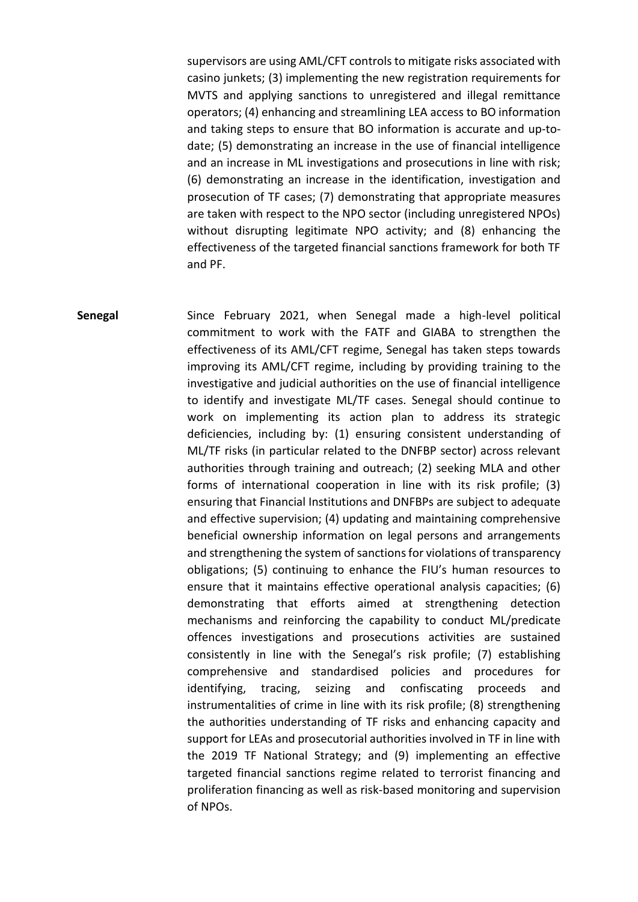supervisors are using AML/CFT controls to mitigate risks associated with casino junkets; (3) implementing the new registration requirements for MVTS and applying sanctions to unregistered and illegal remittance operators; (4) enhancing and streamlining LEA access to BO information and taking steps to ensure that BO information is accurate and up-to-date; (5) demonstrating an increase in the use of financial intelligence and an increase in ML investigations and prosecutions in line with risk; (6) demonstrating an increase in the identification, investigation and prosecution of TF cases; (7) demonstrating that appropriate measures are taken with respect to the NPO sector (including unregistered NPOs) without disrupting legitimate NPO activity; and (8) enhancing the effectiveness of the targeted financial sanctions framework for both TF and PF.

**Senegal**

Since February 2021, when Senegal made a high-level political commitment to work with the FATF and GIABA to strengthen the effectiveness of its AML/CFT regime, Senegal has taken steps towards improving its AML/CFT regime, including by providing training to the investigative and judicial authorities on the use of financial intelligence to identify and investigate ML/TF cases. Senegal should continue to work on implementing its action plan to address its strategic deficiencies, including by: (1) ensuring consistent understanding of ML/TF risks (in particular related to the DNFBP sector) across relevant authorities through training and outreach; (2) seeking MLA and other forms of international cooperation in line with its risk profile; (3) ensuring that Financial Institutions and DNFBPs are subject to adequate and effective supervision; (4) updating and maintaining comprehensive beneficial ownership information on legal persons and arrangements and strengthening the system of sanctions for violations of transparency obligations; (5) continuing to enhance the FIU's human resources to ensure that it maintains effective operational analysis capacities; (6) demonstrating that efforts aimed at strengthening detection mechanisms and reinforcing the capability to conduct ML/predicate offences investigations and prosecutions activities are sustained consistently in line with the Senegal's risk profile; (7) establishing comprehensive and standardised policies and procedures for identifying, tracing, seizing and confiscating proceeds and instrumentalities of crime in line with its risk profile; (8) strengthening the authorities understanding of TF risks and enhancing capacity and support for LEAs and prosecutorial authorities involved in TF in line with the 2019 TF National Strategy; and (9) implementing an effective targeted financial sanctions regime related to terrorist financing and proliferation financing as well as risk-based monitoring and supervision of NPOs.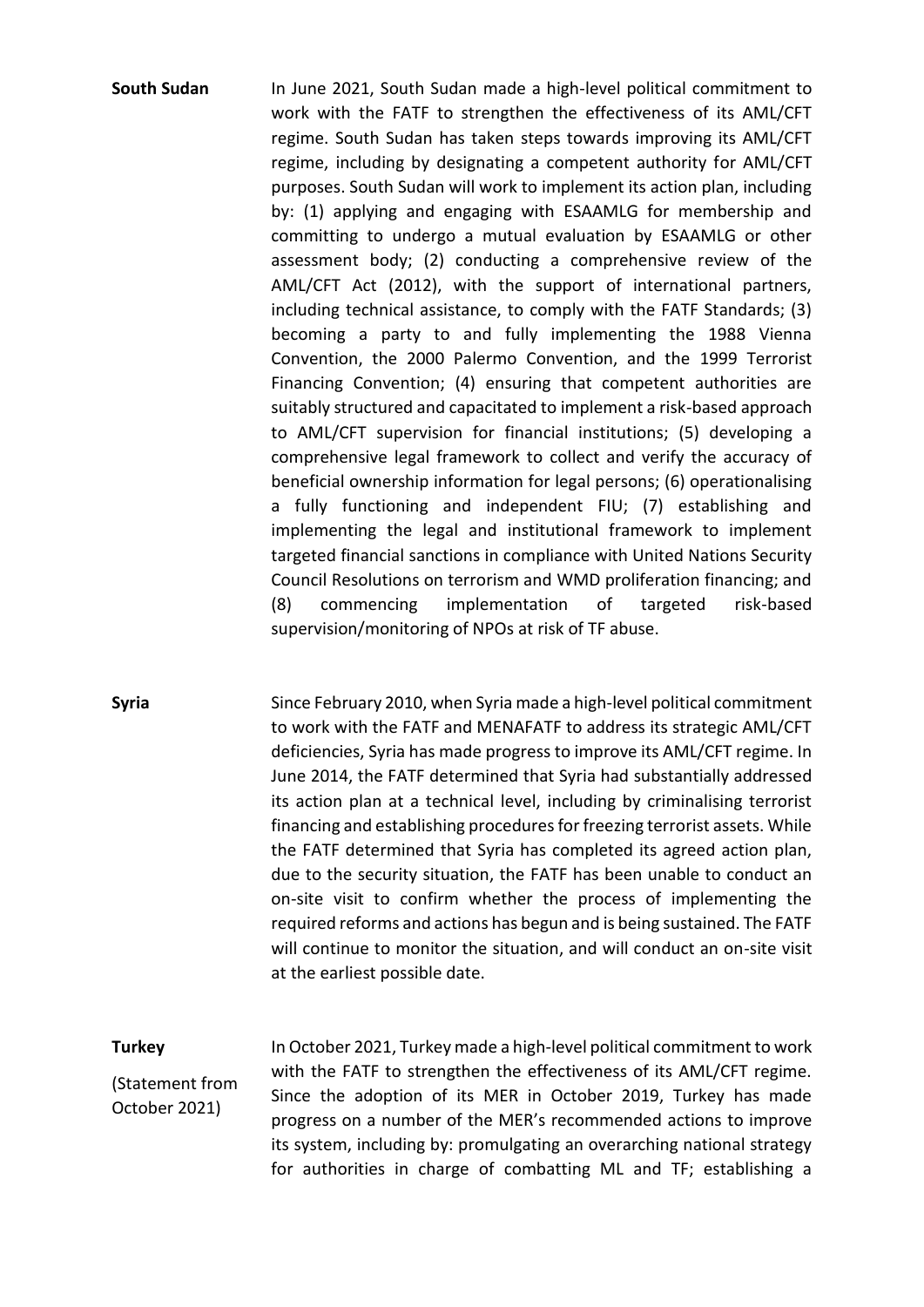**South Sudan**

In June 2021, South Sudan made a high-level political commitment to work with the FATF to strengthen the effectiveness of its AML/CFT regime. South Sudan has taken steps towards improving its AML/CFT regime, including by designating a competent authority for AML/CFT purposes. South Sudan will work to implement its action plan, including by: (1) applying and engaging with ESAAMLG for membership and committing to undergo a mutual evaluation by ESAAMLG or other assessment body; (2) conducting a comprehensive review of the AML/CFT Act (2012), with the support of international partners, including technical assistance, to comply with the FATF Standards; (3) becoming a party to and fully implementing the 1988 Vienna Convention, the 2000 Palermo Convention, and the 1999 Terrorist Financing Convention; (4) ensuring that competent authorities are suitably structured and capacitated to implement a risk-based approach to AML/CFT supervision for financial institutions; (5) developing a comprehensive legal framework to collect and verify the accuracy of beneficial ownership information for legal persons; (6) operationalising a fully functioning and independent FIU; (7) establishing and implementing the legal and institutional framework to implement targeted financial sanctions in compliance with United Nations Security Council Resolutions on terrorism and WMD proliferation financing; and (8) commencing implementation of targeted risk-based supervision/monitoring of NPOs at risk of TF abuse.

**Syria**

Since February 2010, when Syria made a high-level political commitment to work with the FATF and MENAFATF to address its strategic AML/CFT deficiencies, Syria has made progress to improve its AML/CFT regime. In June 2014, the FATF determined that Syria had substantially addressed its action plan at a technical level, including by criminalising terrorist financing and establishing procedures for freezing terrorist assets. While the FATF determined that Syria has completed its agreed action plan, due to the security situation, the FATF has been unable to conduct an on-site visit to confirm whether the process of implementing the required reforms and actions has begun and is being sustained. The FATF will continue to monitor the situation, and will conduct an on-site visit at the earliest possible date.

**Turkey**

(Statement from October 2021)

In October 2021, Turkey made a high-level political commitment to work with the FATF to strengthen the effectiveness of its AML/CFT regime. Since the adoption of its MER in October 2019, Turkey has made progress on a number of the MER's recommended actions to improve its system, including by: promulgating an overarching national strategy for authorities in charge of combatting ML and TF; establishing a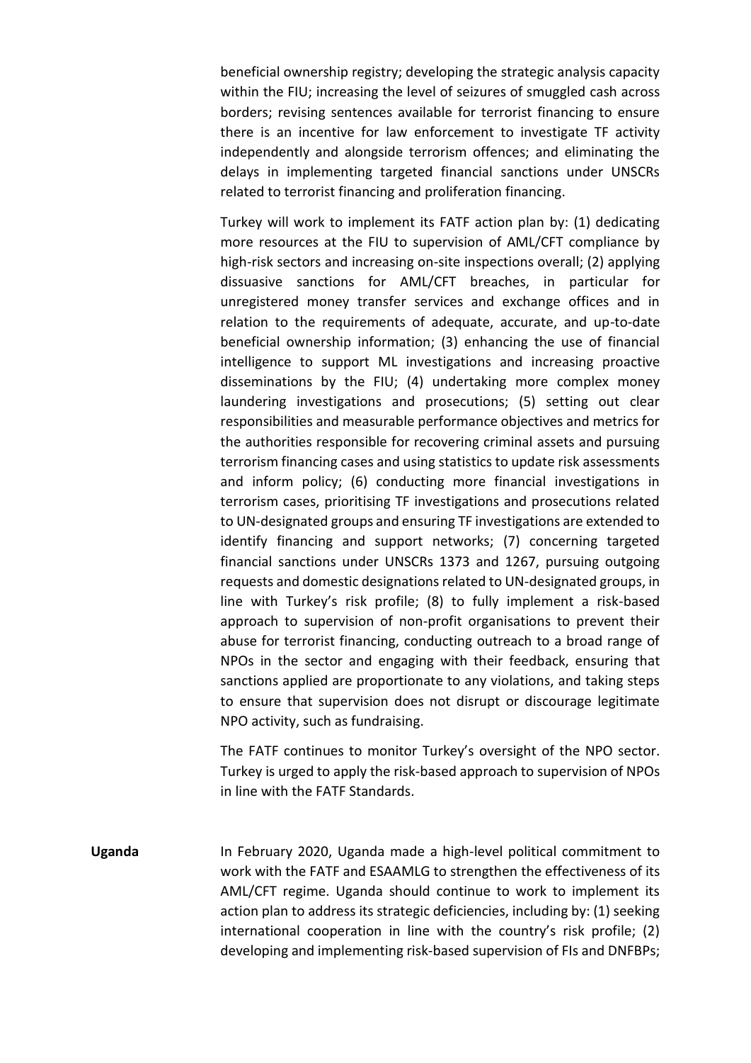beneficial ownership registry; developing the strategic analysis capacity within the FIU; increasing the level of seizures of smuggled cash across borders; revising sentences available for terrorist financing to ensure there is an incentive for law enforcement to investigate TF activity independently and alongside terrorism offences; and eliminating the delays in implementing targeted financial sanctions under UNSCRs related to terrorist financing and proliferation financing.

Turkey will work to implement its FATF action plan by: (1) dedicating more resources at the FIU to supervision of AML/CFT compliance by high-risk sectors and increasing on-site inspections overall; (2) applying dissuasive sanctions for AML/CFT breaches, in particular for unregistered money transfer services and exchange offices and in relation to the requirements of adequate, accurate, and up-to-date beneficial ownership information; (3) enhancing the use of financial intelligence to support ML investigations and increasing proactive disseminations by the FIU; (4) undertaking more complex money laundering investigations and prosecutions; (5) setting out clear responsibilities and measurable performance objectives and metrics for the authorities responsible for recovering criminal assets and pursuing terrorism financing cases and using statistics to update risk assessments and inform policy; (6) conducting more financial investigations in terrorism cases, prioritising TF investigations and prosecutions related to UN-designated groups and ensuring TF investigations are extended to identify financing and support networks; (7) concerning targeted financial sanctions under UNSCRs 1373 and 1267, pursuing outgoing requests and domestic designations related to UN-designated groups, in line with Turkey's risk profile; (8) to fully implement a risk-based approach to supervision of non-profit organisations to prevent their abuse for terrorist financing, conducting outreach to a broad range of NPOs in the sector and engaging with their feedback, ensuring that sanctions applied are proportionate to any violations, and taking steps to ensure that supervision does not disrupt or discourage legitimate NPO activity, such as fundraising.

The FATF continues to monitor Turkey's oversight of the NPO sector. Turkey is urged to apply the risk-based approach to supervision of NPOs in line with the FATF Standards.

**Uganda**

In February 2020, Uganda made a high-level political commitment to work with the FATF and ESAAMLG to strengthen the effectiveness of its AML/CFT regime. Uganda should continue to work to implement its action plan to address its strategic deficiencies, including by: (1) seeking international cooperation in line with the country's risk profile; (2) developing and implementing risk-based supervision of FIs and DNFBPs;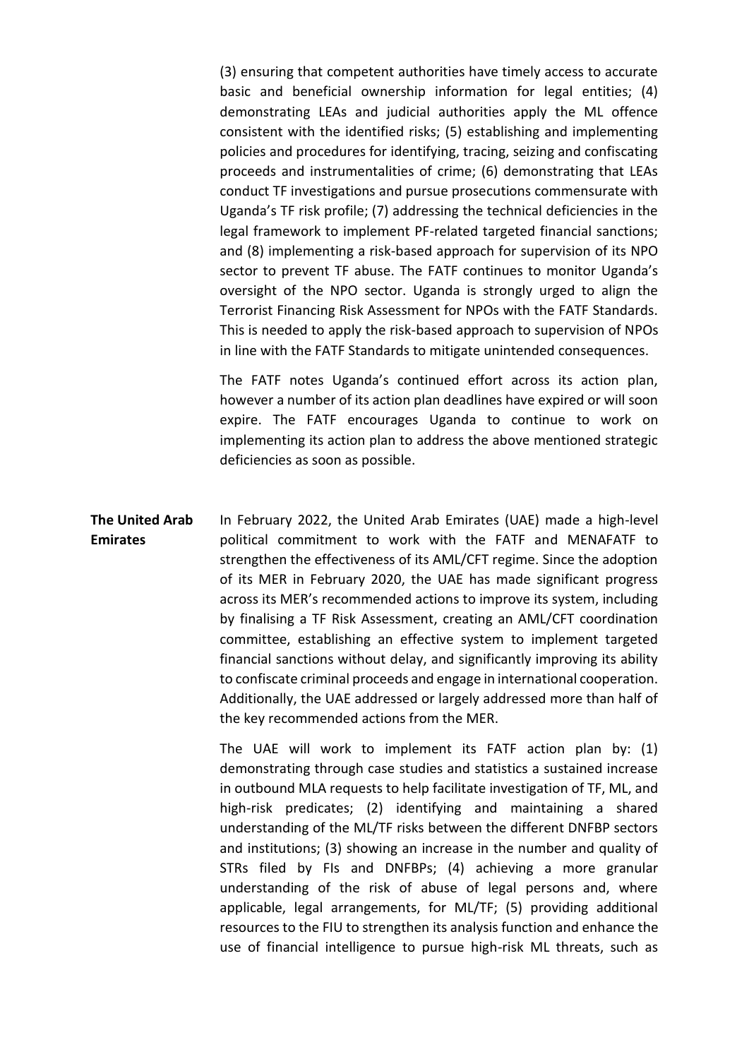(3) ensuring that competent authorities have timely access to accurate basic and beneficial ownership information for legal entities; (4) demonstrating LEAs and judicial authorities apply the ML offence consistent with the identified risks; (5) establishing and implementing policies and procedures for identifying, tracing, seizing and confiscating proceeds and instrumentalities of crime; (6) demonstrating that LEAs conduct TF investigations and pursue prosecutions commensurate with Uganda's TF risk profile; (7) addressing the technical deficiencies in the legal framework to implement PF-related targeted financial sanctions; and (8) implementing a risk-based approach for supervision of its NPO sector to prevent TF abuse. The FATF continues to monitor Uganda's oversight of the NPO sector. Uganda is strongly urged to align the Terrorist Financing Risk Assessment for NPOs with the FATF Standards. This is needed to apply the risk-based approach to supervision of NPOs in line with the FATF Standards to mitigate unintended consequences.

The FATF notes Uganda's continued effort across its action plan, however a number of its action plan deadlines have expired or will soon expire. The FATF encourages Uganda to continue to work on implementing its action plan to address the above mentioned strategic deficiencies as soon as possible.

**The United Arab Emirates**

In February 2022, the United Arab Emirates (UAE) made a high-level political commitment to work with the FATF and MENAFATF to strengthen the effectiveness of its AML/CFT regime. Since the adoption of its MER in February 2020, the UAE has made significant progress across its MER's recommended actions to improve its system, including by finalising a TF Risk Assessment, creating an AML/CFT coordination committee, establishing an effective system to implement targeted financial sanctions without delay, and significantly improving its ability to confiscate criminal proceeds and engage in international cooperation. Additionally, the UAE addressed or largely addressed more than half of the key recommended actions from the MER.

The UAE will work to implement its FATF action plan by: (1) demonstrating through case studies and statistics a sustained increase in outbound MLA requests to help facilitate investigation of TF, ML, and high-risk predicates; (2) identifying and maintaining a shared understanding of the ML/TF risks between the different DNFBP sectors and institutions; (3) showing an increase in the number and quality of STRs filed by FIs and DNFBPs; (4) achieving a more granular understanding of the risk of abuse of legal persons and, where applicable, legal arrangements, for ML/TF; (5) providing additional resources to the FIU to strengthen its analysis function and enhance the use of financial intelligence to pursue high-risk ML threats, such as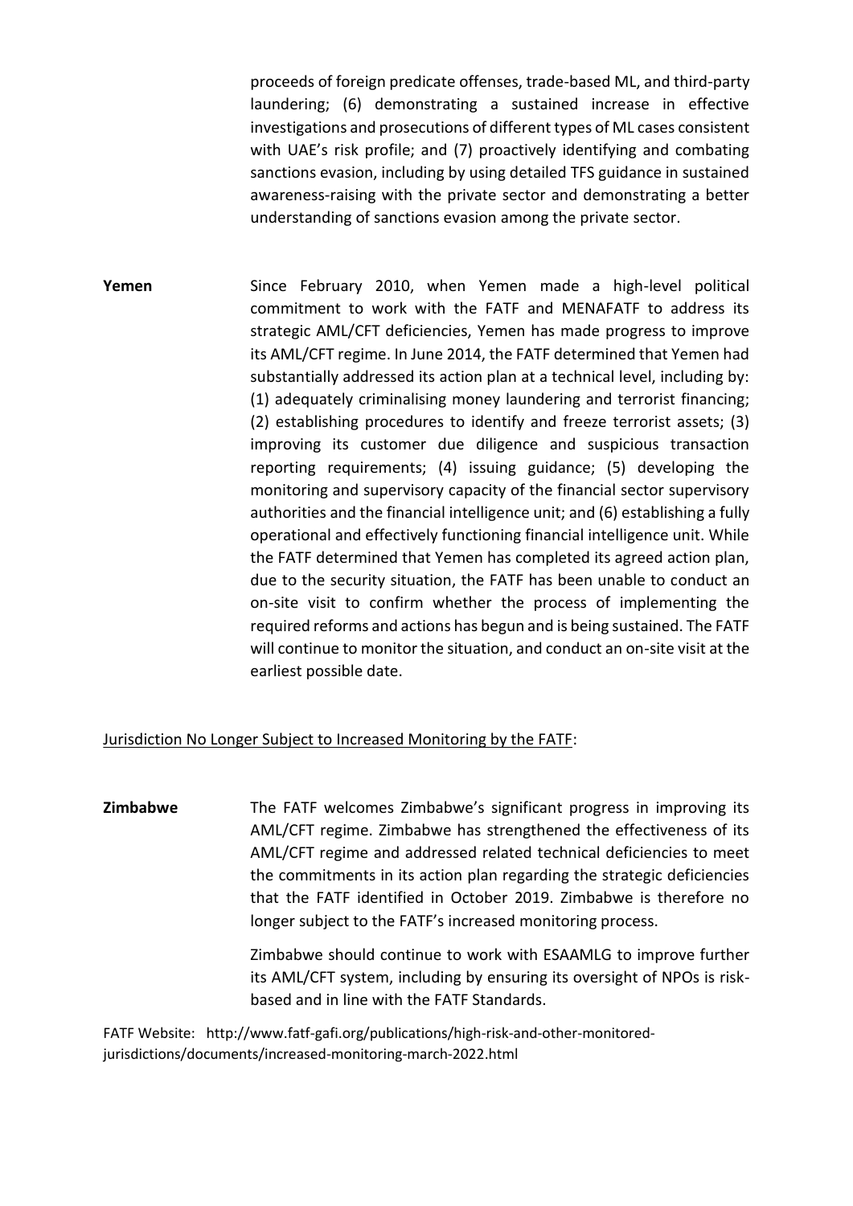proceeds of foreign predicate offenses, trade-based ML, and third-party laundering; (6) demonstrating a sustained increase in effective investigations and prosecutions of different types of ML cases consistent with UAE's risk profile; and (7) proactively identifying and combating sanctions evasion, including by using detailed TFS guidance in sustained awareness-raising with the private sector and demonstrating a better understanding of sanctions evasion among the private sector.

**Yemen**

Since February 2010, when Yemen made a high-level political commitment to work with the FATF and MENAFATF to address its strategic AML/CFT deficiencies, Yemen has made progress to improve its AML/CFT regime. In June 2014, the FATF determined that Yemen had substantially addressed its action plan at a technical level, including by: (1) adequately criminalising money laundering and terrorist financing; (2) establishing procedures to identify and freeze terrorist assets; (3) improving its customer due diligence and suspicious transaction reporting requirements; (4) issuing guidance; (5) developing the monitoring and supervisory capacity of the financial sector supervisory authorities and the financial intelligence unit; and (6) establishing a fully operational and effectively functioning financial intelligence unit. While the FATF determined that Yemen has completed its agreed action plan, due to the security situation, the FATF has been unable to conduct an on-site visit to confirm whether the process of implementing the required reforms and actions has begun and is being sustained. The FATF will continue to monitor the situation, and conduct an on-site visit at the earliest possible date.

<u>Jurisdiction No Longer Subject to Increased Monitoring by the FATF</u>:

**Zimbabwe**

The FATF welcomes Zimbabwe's significant progress in improving its AML/CFT regime. Zimbabwe has strengthened the effectiveness of its AML/CFT regime and addressed related technical deficiencies to meet the commitments in its action plan regarding the strategic deficiencies that the FATF identified in October 2019. Zimbabwe is therefore no longer subject to the FATF's increased monitoring process.

Zimbabwe should continue to work with ESAAMLG to improve further its AML/CFT system, including by ensuring its oversight of NPOs is risk-based and in line with the FATF Standards.

FATF Website: http://www.fatf-gafi.org/publications/high-risk-and-other-monitored-jurisdictions/documents/increased-monitoring-march-2022.html